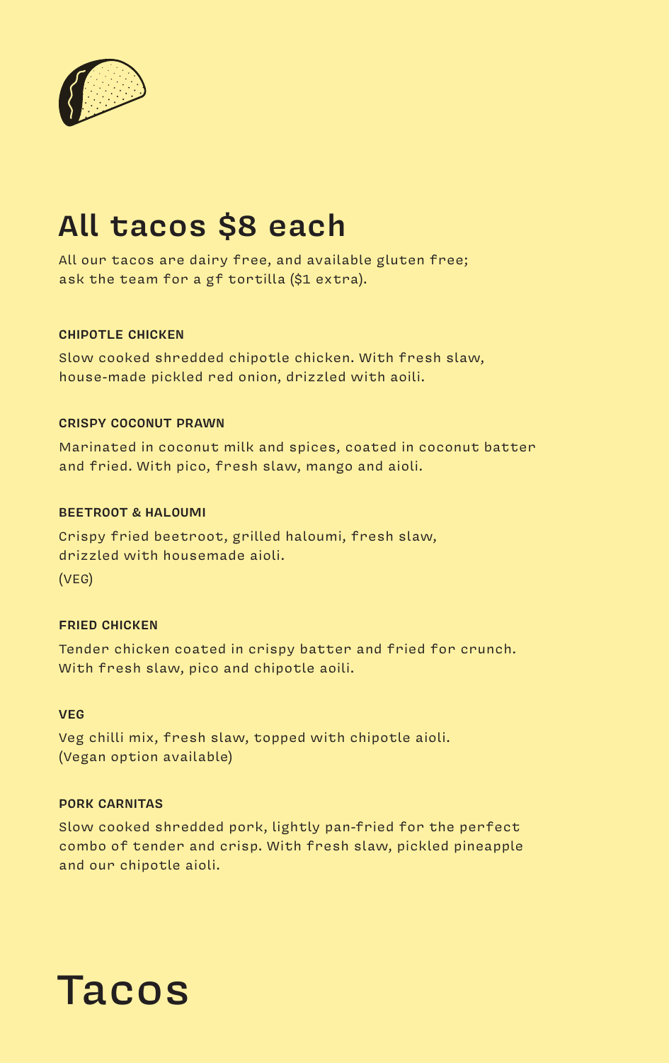# All tacos $8 each

All our tacos are dairy free, and available gluten free; ask the team for a gf tortilla ($1 extra).

### CHIPOTLE CHICKEN

Slow cooked shredded chipotle chicken. With fresh slaw, house-made pickled red onion, drizzled with aoili.

### CRISPY COCONUT PRAWN

Marinated in coconut milk and spices, coated in coconut batter and fried. With pico, fresh slaw, mango and aioli.

### BEETROOT & HALOUMI

Crispy fried beetroot, grilled haloumi, fresh slaw, drizzled with housemade aioli.

(VEG)

### FRIED CHICKEN

Tender chicken coated in crispy batter and fried for crunch. With fresh slaw, pico and chipotle aoili.

### VEG

Veg chilli mix, fresh slaw, topped with chipotle aioli. (Vegan option available)

### PORK CARNITAS

Slow cooked shredded pork, lightly pan-fried for the perfect combo of tender and crisp. With fresh slaw, pickled pineapple and our chipotle aioli.

# Tacos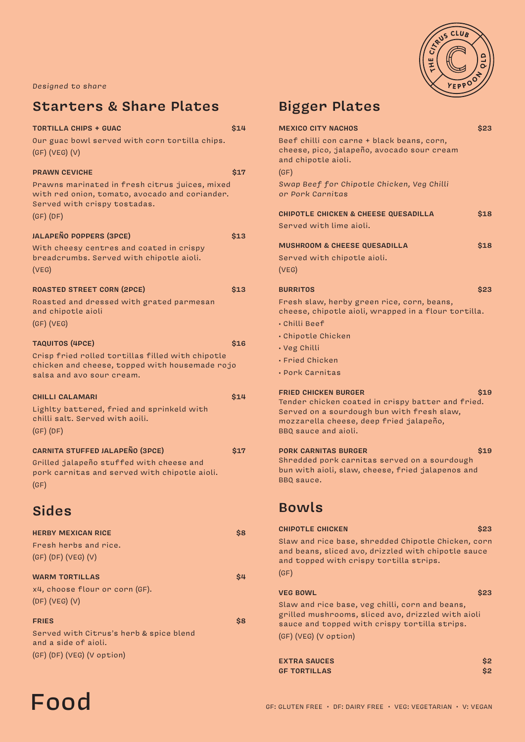*Designed to share*

## Starters & Share Plates

**TORTILLA CHIPS + GUAC** **$14**

Our guac bowl served with corn tortilla chips.

(GF) (VEG) (V)

**PRAWN CEVICHE** **$17**

Prawns marinated in fresh citrus juices, mixed with red onion, tomato, avocado and coriander. Served with crispy tostadas.

(GF) (DF)

**JALAPEÑO POPPERS (3PCE)** **$13**

With cheesy centres and coated in crispy breadcrumbs. Served with chipotle aioli.

(VEG)

**ROASTED STREET CORN (2PCE)** **$13**

Roasted and dressed with grated parmesan and chipotle aioli

(GF) (VEG)

**TAQUITOS (4PCE)** **$16**

Crisp fried rolled tortillas filled with chipotle chicken and cheese, topped with housemade rojo salsa and avo sour cream.

**CHILLI CALAMARI** **$14**

Lighlty battered, fried and sprinkeld with chilli salt. Served with aoili.

(GF) (DF)

**CARNITA STUFFED JALAPEÑO (3PCE)** **$17**

Grilled jalapeño stuffed with cheese and pork carnitas and served with chipotle aioli.

(GF)

## Sides

**HERBY MEXICAN RICE** **$8**

Fresh herbs and rice.

(GF) (DF) (VEG) (V)

**WARM TORTILLAS** **$4**

x4, choose flour or corn (GF).

(DF) (VEG) (V)

**FRIES** **$8**

Served with Citrus's herb & spice blend and a side of aioli.

(GF) (DF) (VEG) (V option)

## Bigger Plates

**MEXICO CITY NACHOS** **$23**

Beef chilli con carne + black beans, corn, cheese, pico, jalapeño, avocado sour cream and chipotle aioli.

(GF)

*Swap Beef for Chipotle Chicken, Veg Chilli or Pork Carnitas*

**CHIPOTLE CHICKEN & CHEESE QUESADILLA** **$18**

Served with lime aioli.

**MUSHROOM & CHEESE QUESADILLA** **$18**

Served with chipotle aioli.

(VEG)

**BURRITOS** **$23**

Fresh slaw, herby green rice, corn, beans, cheese, chipotle aioli, wrapped in a flour tortilla.

- Chilli Beef
- Chipotle Chicken
- Veg Chilli
- Fried Chicken
- Pork Carnitas

**FRIED CHICKEN BURGER** **$19**

Tender chicken coated in crispy batter and fried. Served on a sourdough bun with fresh slaw, mozzarella cheese, deep fried jalapeño, BBQ sauce and aioli.

**PORK CARNITAS BURGER** **$19**

Shredded pork carnitas served on a sourdough bun with aioli, slaw, cheese, fried jalapenos and BBQ sauce.

## Bowls

**CHIPOTLE CHICKEN** **$23**

Slaw and rice base, shredded Chipotle Chicken, corn and beans, sliced avo, drizzled with chipotle sauce and topped with crispy tortilla strips.

(GF)

**VEG BOWL** **$23**

Slaw and rice base, veg chilli, corn and beans, grilled mushrooms, sliced avo, drizzled with aioli sauce and topped with crispy tortilla strips.

(GF) (VEG) (V option)

**EXTRA SAUCES** **$2**

**GF TORTILLAS** **$2**

# Food

GF: GLUTEN FREE • DF: DAIRY FREE • VEG: VEGETARIAN • V: VEGAN